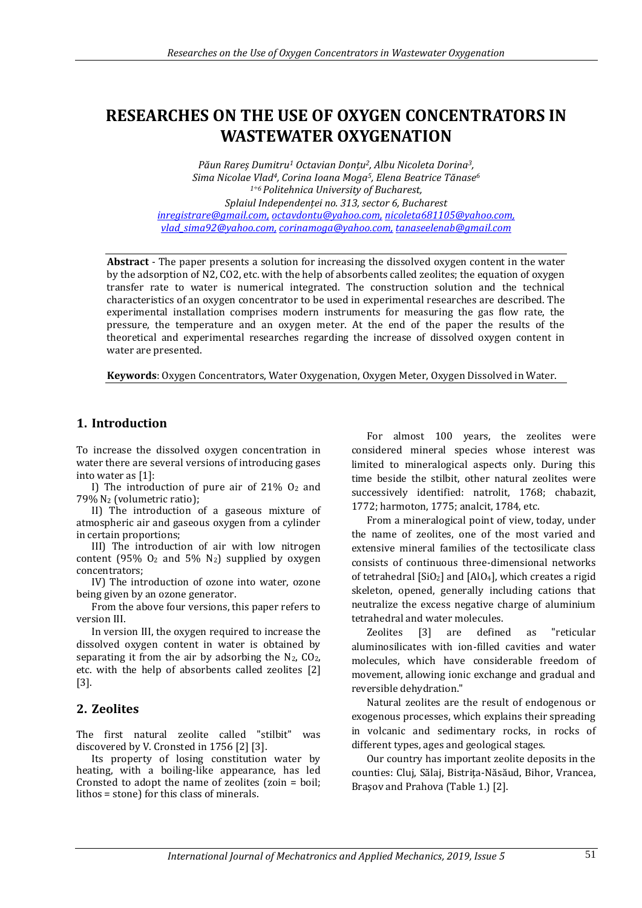# RESEARCHES ON THE USE OF OXYGEN CONCENTRATORS IN WASTEWATER OXYGENATION

*Păun Rareș Dumitru[1] Octavian Donțu[2], Albu Nicoleta Dorina[3], Sima Nicolae Vlad[4], Corina Ioana Moga[5], Elena Beatrice Tănase[6]*
*[1÷6] Politehnica University of Bucharest, Splaiul Independenței no. 313, sector 6, Bucharest*
inregistrare@gmail.com, octavdontu@yahoo.com, nicoleta681105@yahoo.com, vlad_sima92@yahoo.com, corinamoga@yahoo.com, tanaseelenab@gmail.com

**Abstract** - The paper presents a solution for increasing the dissolved oxygen content in the water by the adsorption of N2, CO2, etc. with the help of absorbents called zeolites; the equation of oxygen transfer rate to water is numerical integrated. The construction solution and the technical characteristics of an oxygen concentrator to be used in experimental researches are described. The experimental installation comprises modern instruments for measuring the gas flow rate, the pressure, the temperature and an oxygen meter. At the end of the paper the results of the theoretical and experimental researches regarding the increase of dissolved oxygen content in water are presented.

**Keywords**: Oxygen Concentrators, Water Oxygenation, Oxygen Meter, Oxygen Dissolved in Water.

## 1. Introduction

To increase the dissolved oxygen concentration in water there are several versions of introducing gases into water as [1]:

I) The introduction of pure air of 21% $O_2$ and 79% $N_2$ (volumetric ratio);

II) The introduction of a gaseous mixture of atmospheric air and gaseous oxygen from a cylinder in certain proportions;

III) The introduction of air with low nitrogen content (95% $O_2$ and 5% $N_2$) supplied by oxygen concentrators;

IV) The introduction of ozone into water, ozone being given by an ozone generator.

From the above four versions, this paper refers to version III.

In version III, the oxygen required to increase the dissolved oxygen content in water is obtained by separating it from the air by adsorbing the $N_2$, $CO_2$, etc. with the help of absorbents called zeolites [2] [3].

## 2. Zeolites

The first natural zeolite called "stilbit" was discovered by V. Cronsted in 1756 [2] [3].

Its property of losing constitution water by heating, with a boiling-like appearance, has led Cronsted to adopt the name of zeolites (zoin = boil; lithos = stone) for this class of minerals.

For almost 100 years, the zeolites were considered mineral species whose interest was limited to mineralogical aspects only. During this time beside the stilbit, other natural zeolites were successively identified: natrolit, 1768; chabazit, 1772; harmoton, 1775; analcit, 1784, etc.

From a mineralogical point of view, today, under the name of zeolites, one of the most varied and extensive mineral families of the tectosilicate class consists of continuous three-dimensional networks of tetrahedral [$SiO_2$] and [$AlO_4$], which creates a rigid skeleton, opened, generally including cations that neutralize the excess negative charge of aluminium tetrahedral and water molecules.

Zeolites [3] are defined as "reticular aluminosilicates with ion-filled cavities and water molecules, which have considerable freedom of movement, allowing ionic exchange and gradual and reversible dehydration."

Natural zeolites are the result of endogenous or exogenous processes, which explains their spreading in volcanic and sedimentary rocks, in rocks of different types, ages and geological stages.

Our country has important zeolite deposits in the counties: Cluj, Sălaj, Bistrița-Năsăud, Bihor, Vrancea, Brașov and Prahova (Table 1.) [2].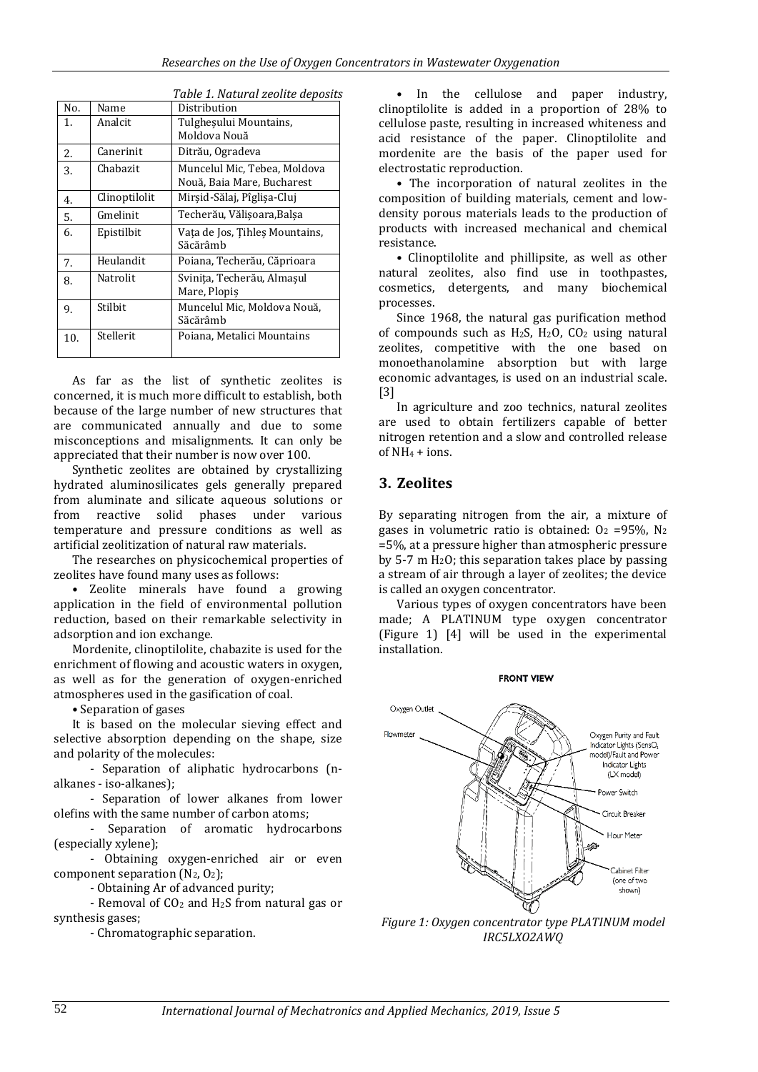*Table 1. Natural zeolite deposits*

| No. | Name | Distribution |
|---|---|---|
| 1. | Analcit | Tulgheșului Mountains, Moldova Nouă |
| 2. | Canerinit | Ditrău, Ogradeva |
| 3. | Chabazit | Muncelul Mic, Tebea, Moldova Nouă, Baia Mare, Bucharest |
| 4. | Clinoptilolit | Mirșid-Sălaj, Pîglișa-Cluj |
| 5. | Gmelinit | Techerău, Vălișoara,Balșa |
| 6. | Epistilbit | Vața de Jos, Țihleș Mountains, Săcărâmb |
| 7. | Heulandit | Poiana, Techerău, Căprioara |
| 8. | Natrolit | Svinița, Techerău, Almașul Mare, Plopiș |
| 9. | Stilbit | Muncelul Mic, Moldova Nouă, Săcărâmb |
| 10. | Stellerit | Poiana, Metalici Mountains |

As far as the list of synthetic zeolites is concerned, it is much more difficult to establish, both because of the large number of new structures that are communicated annually and due to some misconceptions and misalignments. It can only be appreciated that their number is now over 100.

Synthetic zeolites are obtained by crystallizing hydrated aluminosilicates gels generally prepared from aluminate and silicate aqueous solutions or from reactive solid phases under various temperature and pressure conditions as well as artificial zeolitization of natural raw materials.

The researches on physicochemical properties of zeolites have found many uses as follows:

• Zeolite minerals have found a growing application in the field of environmental pollution reduction, based on their remarkable selectivity in adsorption and ion exchange.

Mordenite, clinoptilolite, chabazite is used for the enrichment of flowing and acoustic waters in oxygen, as well as for the generation of oxygen-enriched atmospheres used in the gasification of coal.

• Separation of gases

It is based on the molecular sieving effect and selective absorption depending on the shape, size and polarity of the molecules:

- Separation of aliphatic hydrocarbons (n-alkanes - iso-alkanes);
- Separation of lower alkanes from lower olefins with the same number of carbon atoms;
- Separation of aromatic hydrocarbons (especially xylene);
- Obtaining oxygen-enriched air or even component separation ($N_2$, $O_2$);
- Obtaining Ar of advanced purity;
- Removal of $CO_2$ and $H_2S$ from natural gas or synthesis gases;
- Chromatographic separation.

• In the cellulose and paper industry, clinoptilolite is added in a proportion of 28% to cellulose paste, resulting in increased whiteness and acid resistance of the paper. Clinoptilolite and mordenite are the basis of the paper used for electrostatic reproduction.

• The incorporation of natural zeolites in the composition of building materials, cement and low-density porous materials leads to the production of products with increased mechanical and chemical resistance.

• Clinoptilolite and phillipsite, as well as other natural zeolites, also find use in toothpastes, cosmetics, detergents, and many biochemical processes.

Since 1968, the natural gas purification method of compounds such as $H_2S$, $H_2O$, $CO_2$ using natural zeolites, competitive with the one based on monoethanolamine absorption but with large economic advantages, is used on an industrial scale. [3]

In agriculture and zoo technics, natural zeolites are used to obtain fertilizers capable of better nitrogen retention and a slow and controlled release of $NH_4$ + ions.

## 3. Zeolites

By separating nitrogen from the air, a mixture of gases in volumetric ratio is obtained: $O_2$ =95%, $N_2$ =5%, at a pressure higher than atmospheric pressure by 5-7 m $H_2O$; this separation takes place by passing a stream of air through a layer of zeolites; the device is called an oxygen concentrator.

Various types of oxygen concentrators have been made; A PLATINUM type oxygen concentrator (Figure 1) [4] will be used in the experimental installation.

*Figure 1: Oxygen concentrator type PLATINUM model IRC5LXO2AWQ*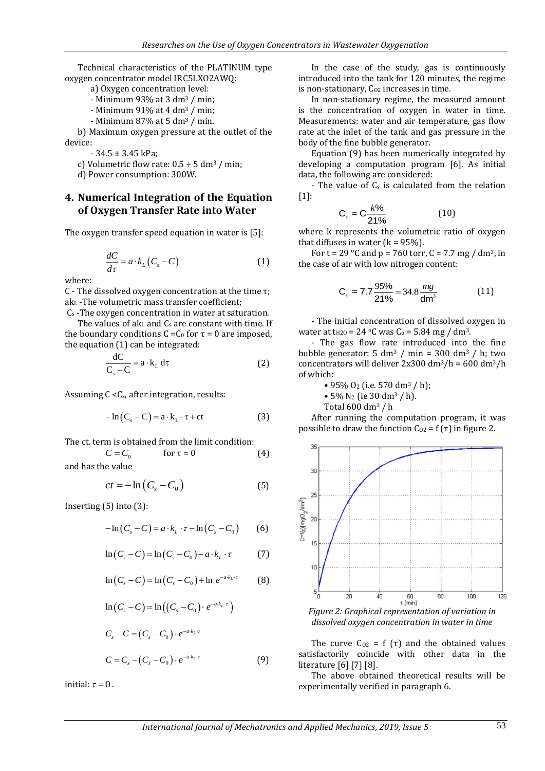Technical characteristics of the PLATINUM type oxygen concentrator model IRC5LXO2AWQ:

a) Oxygen concentration level:

- Minimum 93% at 3 $dm^3$ / min;
- Minimum 91% at 4 $dm^3$ / min;
- Minimum 87% at 5 $dm^3$ / min.

b) Maximum oxygen pressure at the outlet of the device:

- 34.5 ± 3.45 kPa;

c) Volumetric flow rate: 0.5 ÷ 5 $dm^3$ / min;

d) Power consumption: 300W.

## 4. Numerical Integration of the Equation of Oxygen Transfer Rate into Water

The oxygen transfer speed equation in water is [5]:

$$\frac{dC}{d\tau} = a \cdot k_L \left(C_s - C\right) \quad (1)$$

where:

C - The dissolved oxygen concentration at the time τ;

$ak_L$ -The volumetric mass transfer coefficient;

$C_s$ -The oxygen concentration in water at saturation.

The values of $ak_L$ and $C_s$ are constant with time. If the boundary conditions $C = C_0$ for $\tau = 0$ are imposed, the equation (1) can be integrated:

$$\frac{dC}{C_s - C} = a \cdot k_L \, d\tau \quad (2)$$

Assuming $C < C_s$, after integration, results:

$$-\ln\left(C_s - C\right) = a \cdot k_L \cdot \tau + ct \quad (3)$$

The ct. term is obtained from the limit condition:

$$C = C_0 \qquad \text{for } \tau = 0 \quad (4)$$

and has the value

$$ct = -\ln\left(C_s - C_0\right) \quad (5)$$

Inserting (5) into (3):

$$-\ln\left(C_s - C\right) = a \cdot k_L \cdot \tau - \ln\left(C_s - C_0\right) \quad (6)$$

$$\ln\left(C_s - C\right) = \ln\left(C_s - C_0\right) - a \cdot k_L \cdot \tau \quad (7)$$

$$\ln\left(C_s - C\right) = \ln\left(C_s - C_0\right) + \ln\, e^{-a \cdot k_L \cdot \tau} \quad (8)$$

$$\ln\left(C_s - C\right) = \ln\left(\left(C_s - C_0\right) \cdot e^{-a \cdot k_L \cdot \tau}\right)$$

$$C_s - C = \left(C_s - C_0\right) \cdot e^{-a \cdot k_L \cdot \tau}$$

$$C = C_s - \left(C_s - C_0\right) \cdot e^{-a \cdot k_L \cdot \tau} \quad (9)$$

initial: $\tau = 0$.

In the case of the study, gas is continuously introduced into the tank for 120 minutes, the regime is non-stationary, $C_{O2}$ increases in time.

In non-stationary regime, the measured amount is the concentration of oxygen in water in time. Measurements: water and air temperature, gas flow rate at the inlet of the tank and gas pressure in the body of the fine bubble generator.

Equation (9) has been numerically integrated by developing a computation program [6]. As initial data, the following are considered:

- The value of $C_s$ is calculated from the relation [1]:

$$C_s = C\frac{k\%}{21\%} \quad (10)$$

where k represents the volumetric ratio of oxygen that diffuses in water (k = 95%).

For t = 29 °C and p = 760 torr, C = 7.7 mg / $dm^3$, in the case of air with low nitrogen content:

$$C_s = 7.7\frac{95\%}{21\%} = 34.8\frac{mg}{dm^3} \quad (11)$$

- The initial concentration of dissolved oxygen in water at $t_{H2O}$ = 24 °C was $C_0$ = 5.84 mg / $dm^3$.

- The gas flow rate introduced into the fine bubble generator: 5 $dm^3$ / min = 300 $dm^3$ / h; two concentrators will deliver 2x300 $dm^3$/h = 600 $dm^3$/h of which:

- 95% $O_2$ (i.e. 570 $dm^3$ / h);
- 5% $N_2$ (ie 30 $dm^3$ / h).

Total 600 $dm^3$ / h

After running the computation program, it was possible to draw the function $C_{O2} = f(\tau)$ in figure 2.

*Figure 2: Graphical representation of variation in dissolved oxygen concentration in water in time*

The curve $C_{O2} = f(\tau)$ and the obtained values satisfactorily coincide with other data in the literature [6] [7] [8].

The above obtained theoretical results will be experimentally verified in paragraph 6.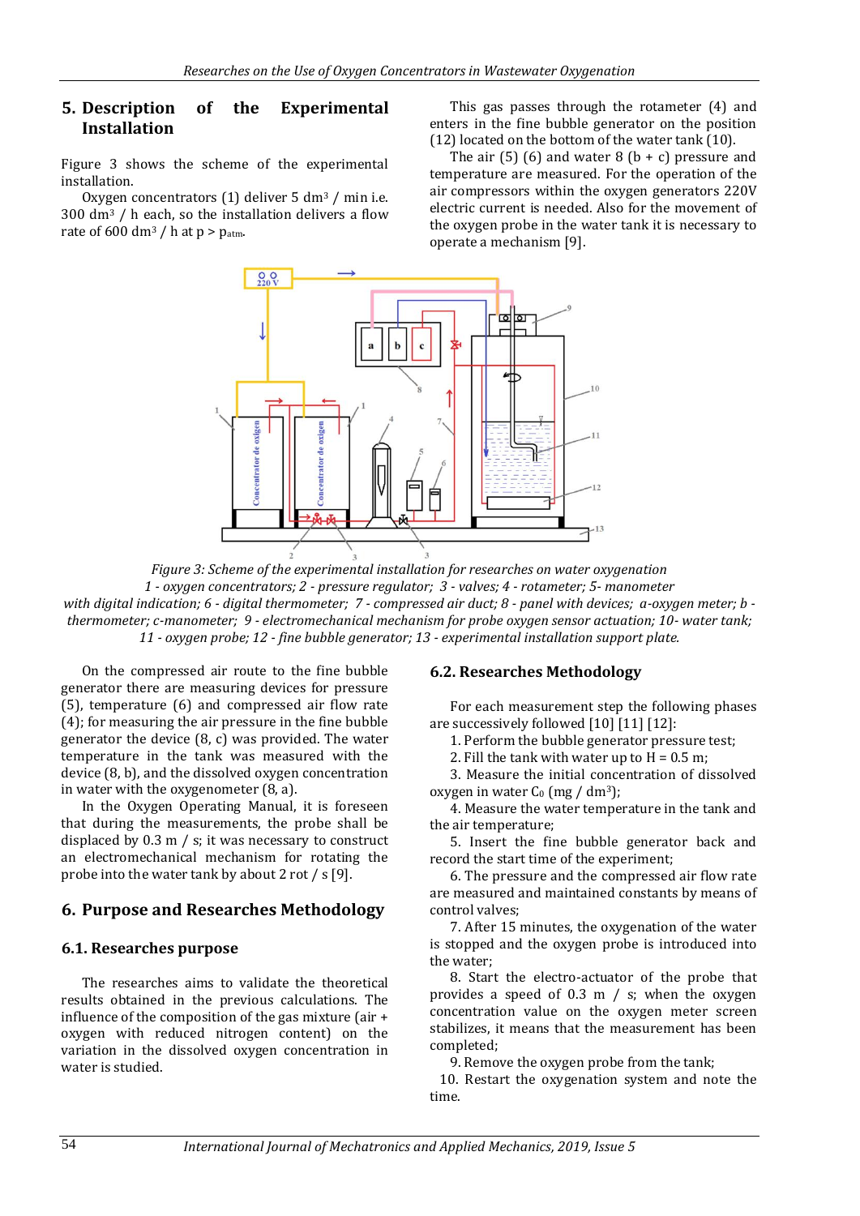## 5. Description of the Experimental Installation

Figure 3 shows the scheme of the experimental installation.

Oxygen concentrators (1) deliver 5 $dm^3$ / min i.e. 300 $dm^3$ / h each, so the installation delivers a flow rate of 600 $dm^3$ / h at $p > p_{atm}$.

This gas passes through the rotameter (4) and enters in the fine bubble generator on the position (12) located on the bottom of the water tank (10).

The air (5) (6) and water 8 (b + c) pressure and temperature are measured. For the operation of the air compressors within the oxygen generators 220V electric current is needed. Also for the movement of the oxygen probe in the water tank it is necessary to operate a mechanism [9].

*Figure 3: Scheme of the experimental installation for researches on water oxygenation*
*1 - oxygen concentrators; 2 - pressure regulator; 3 - valves; 4 - rotameter; 5- manometer with digital indication; 6 - digital thermometer; 7 - compressed air duct; 8 - panel with devices; a-oxygen meter; b - thermometer; c-manometer; 9 - electromechanical mechanism for probe oxygen sensor actuation; 10- water tank; 11 - oxygen probe; 12 - fine bubble generator; 13 - experimental installation support plate.*

On the compressed air route to the fine bubble generator there are measuring devices for pressure (5), temperature (6) and compressed air flow rate (4); for measuring the air pressure in the fine bubble generator the device (8, c) was provided. The water temperature in the tank was measured with the device (8, b), and the dissolved oxygen concentration in water with the oxygenometer (8, a).

In the Oxygen Operating Manual, it is foreseen that during the measurements, the probe shall be displaced by 0.3 m / s; it was necessary to construct an electromechanical mechanism for rotating the probe into the water tank by about 2 rot / s [9].

## 6. Purpose and Researches Methodology

### 6.1. Researches purpose

The researches aims to validate the theoretical results obtained in the previous calculations. The influence of the composition of the gas mixture (air + oxygen with reduced nitrogen content) on the variation in the dissolved oxygen concentration in water is studied.

### 6.2. Researches Methodology

For each measurement step the following phases are successively followed [10] [11] [12]:

1. Perform the bubble generator pressure test;
2. Fill the tank with water up to H = 0.5 m;
3. Measure the initial concentration of dissolved oxygen in water $C_0$ (mg / $dm^3$);
4. Measure the water temperature in the tank and the air temperature;
5. Insert the fine bubble generator back and record the start time of the experiment;
6. The pressure and the compressed air flow rate are measured and maintained constants by means of control valves;
7. After 15 minutes, the oxygenation of the water is stopped and the oxygen probe is introduced into the water;
8. Start the electro-actuator of the probe that provides a speed of 0.3 m / s; when the oxygen concentration value on the oxygen meter screen stabilizes, it means that the measurement has been completed;
9. Remove the oxygen probe from the tank;
10. Restart the oxygenation system and note the time.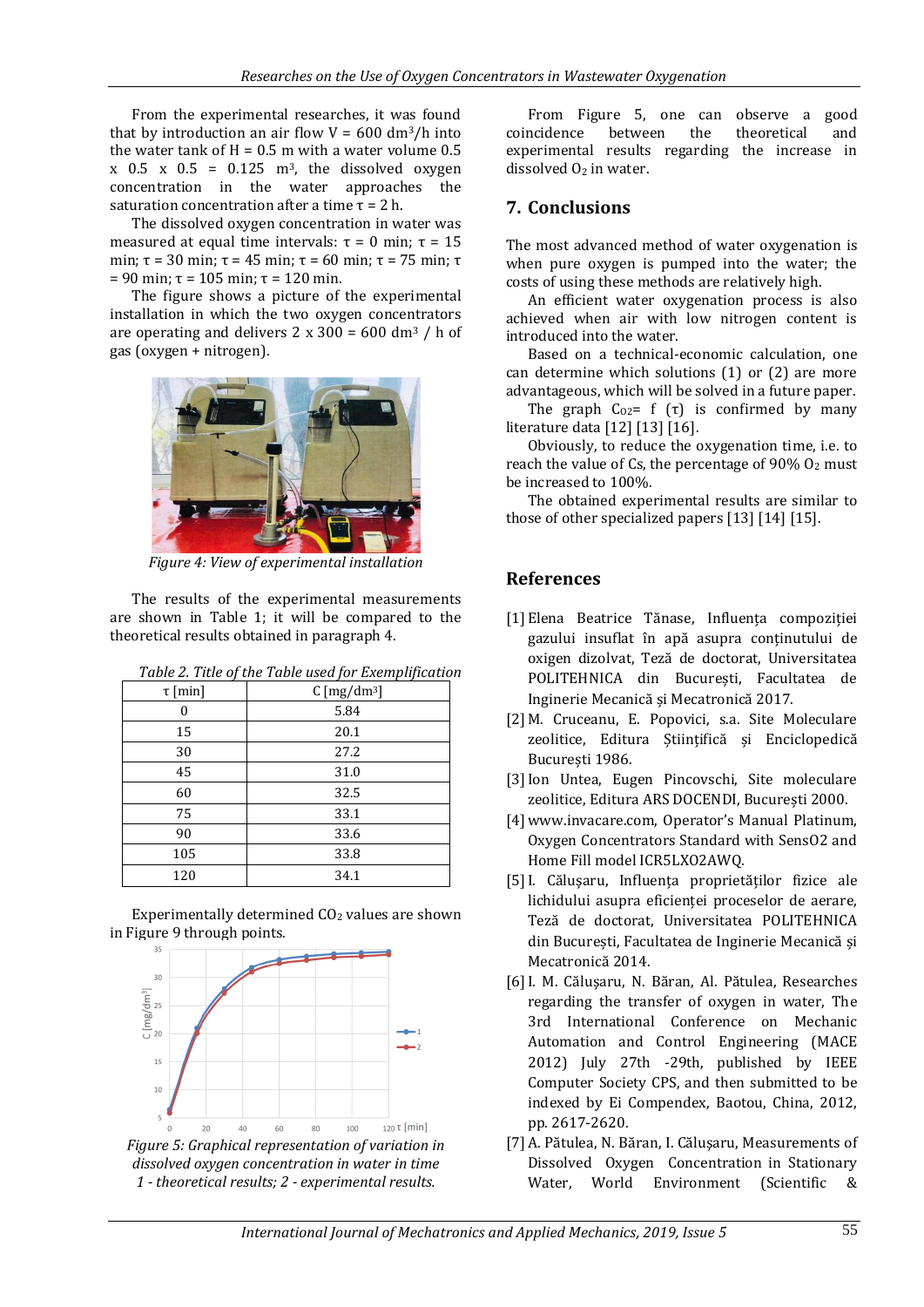From the experimental researches, it was found that by introduction an air flow V = 600 dm$^3$/h into the water tank of H = 0.5 m with a water volume 0.5 x 0.5 x 0.5 = 0.125 m$^3$, the dissolved oxygen concentration in the water approaches the saturation concentration after a time τ = 2 h.

The dissolved oxygen concentration in water was measured at equal time intervals: τ = 0 min; τ = 15 min; τ = 30 min; τ = 45 min; τ = 60 min; τ = 75 min; τ = 90 min; τ = 105 min; τ = 120 min.

The figure shows a picture of the experimental installation in which the two oxygen concentrators are operating and delivers 2 x 300 = 600 dm$^3$ / h of gas (oxygen + nitrogen).

*Figure 4: View of experimental installation*

The results of the experimental measurements are shown in Table 1; it will be compared to the theoretical results obtained in paragraph 4.

*Table 2. Title of the Table used for Exemplification*

| τ [min] | C [mg/dm$^3$] |
|---|---|
| 0 | 5.84 |
| 15 | 20.1 |
| 30 | 27.2 |
| 45 | 31.0 |
| 60 | 32.5 |
| 75 | 33.1 |
| 90 | 33.6 |
| 105 | 33.8 |
| 120 | 34.1 |

Experimentally determined $CO_2$ values are shown in Figure 9 through points.

*Figure 5: Graphical representation of variation in dissolved oxygen concentration in water in time*
*1 - theoretical results; 2 - experimental results.*

From Figure 5, one can observe a good coincidence between the theoretical and experimental results regarding the increase in dissolved $O_2$ in water.

## 7. Conclusions

The most advanced method of water oxygenation is when pure oxygen is pumped into the water; the costs of using these methods are relatively high.

An efficient water oxygenation process is also achieved when air with low nitrogen content is introduced into the water.

Based on a technical-economic calculation, one can determine which solutions (1) or (2) are more advantageous, which will be solved in a future paper.

The graph $C_{O2}$= f (τ) is confirmed by many literature data [12] [13] [16].

Obviously, to reduce the oxygenation time, i.e. to reach the value of Cs, the percentage of 90% $O_2$ must be increased to 100%.

The obtained experimental results are similar to those of other specialized papers [13] [14] [15].

## References

[1] Elena Beatrice Tănase, Influența compoziției gazului insuflat în apă asupra conținutului de oxigen dizolvat, Teză de doctorat, Universitatea POLITEHNICA din București, Facultatea de Inginerie Mecanică și Mecatronică 2017.

[2] M. Cruceanu, E. Popovici, s.a. Site Moleculare zeolitice, Editura Științifică și Enciclopedică București 1986.

[3] Ion Untea, Eugen Pincovschi, Site moleculare zeolitice, Editura ARS DOCENDI, București 2000.

[4] www.invacare.com, Operator's Manual Platinum, Oxygen Concentrators Standard with SensO2 and Home Fill model ICR5LXO2AWQ.

[5] I. Călușaru, Influența proprietăților fizice ale lichidului asupra eficienței proceselor de aerare, Teză de doctorat, Universitatea POLITEHNICA din București, Facultatea de Inginerie Mecanică și Mecatronică 2014.

[6] I. M. Călușaru, N. Băran, Al. Pătulea, Researches regarding the transfer of oxygen in water, The 3rd International Conference on Mechanic Automation and Control Engineering (MACE 2012) July 27th -29th, published by IEEE Computer Society CPS, and then submitted to be indexed by Ei Compendex, Baotou, China, 2012, pp. 2617-2620.

[7] A. Pătulea, N. Băran, I. Călușaru, Measurements of Dissolved Oxygen Concentration in Stationary Water, World Environment (Scientific &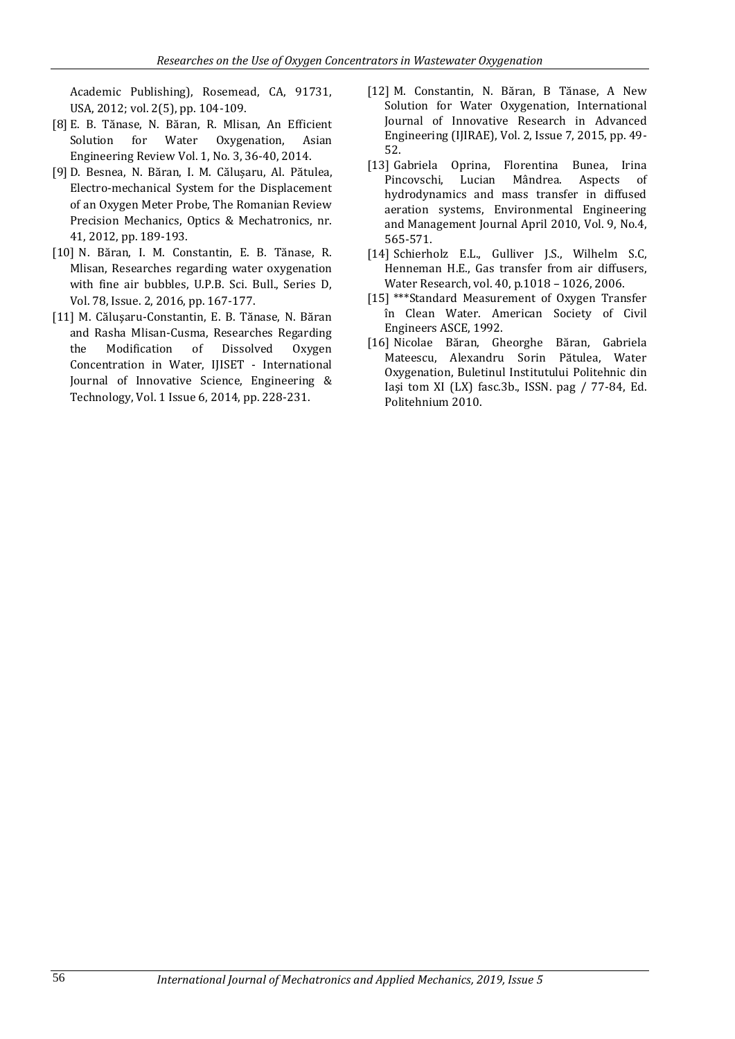Academic Publishing), Rosemead, CA, 91731, USA, 2012; vol. 2(5), pp. 104-109.

[8] E. B. Tănase, N. Băran, R. Mlisan, An Efficient Solution for Water Oxygenation, Asian Engineering Review Vol. 1, No. 3, 36-40, 2014.

[9] D. Besnea, N. Băran, I. M. Călușaru, Al. Pătulea, Electro-mechanical System for the Displacement of an Oxygen Meter Probe, The Romanian Review Precision Mechanics, Optics & Mechatronics, nr. 41, 2012, pp. 189-193.

[10] N. Băran, I. M. Constantin, E. B. Tănase, R. Mlisan, Researches regarding water oxygenation with fine air bubbles, U.P.B. Sci. Bull., Series D, Vol. 78, Issue. 2, 2016, pp. 167-177.

[11] M. Călușaru-Constantin, E. B. Tănase, N. Băran and Rasha Mlisan-Cusma, Researches Regarding the Modification of Dissolved Oxygen Concentration in Water, IJISET - International Journal of Innovative Science, Engineering & Technology, Vol. 1 Issue 6, 2014, pp. 228-231.

[12] M. Constantin, N. Băran, B Tănase, A New Solution for Water Oxygenation, International Journal of Innovative Research in Advanced Engineering (IJIRAE), Vol. 2, Issue 7, 2015, pp. 49-52.

[13] Gabriela Oprina, Florentina Bunea, Irina Pincovschi, Lucian Mândrea. Aspects of hydrodynamics and mass transfer in diffused aeration systems, Environmental Engineering and Management Journal April 2010, Vol. 9, No.4, 565-571.

[14] Schierholz E.L., Gulliver J.S., Wilhelm S.C, Henneman H.E., Gas transfer from air diffusers, Water Research, vol. 40, p.1018 – 1026, 2006.

[15] ***Standard Measurement of Oxygen Transfer în Clean Water. American Society of Civil Engineers ASCE, 1992.

[16] Nicolae Băran, Gheorghe Băran, Gabriela Mateescu, Alexandru Sorin Pătulea, Water Oxygenation, Buletinul Institutului Politehnic din Iași tom XI (LX) fasc.3b., ISSN. pag / 77-84, Ed. Politehnium 2010.